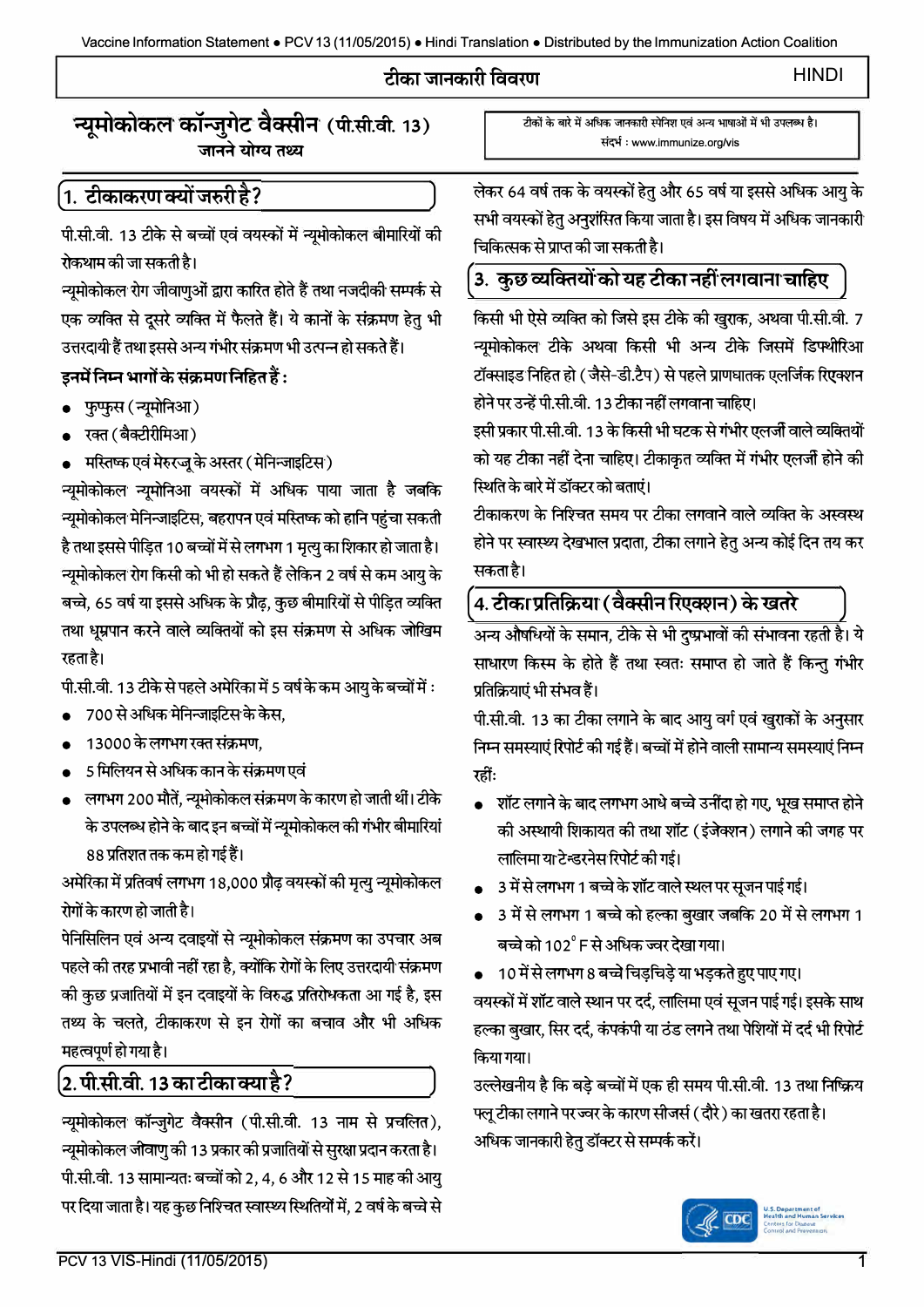# टीका जानकारी विवरण

HINDI

## न्यूमोकोकल कॉन्जुगेट वैक्सीन (पी.सी.वी. 13)

### जानने योग्य तथ्य

टीकों के बारे में अधिक जानकारी स्पेनिश एवं अन्य भाषाओं में भी उपलब्ध है।
संदर्भ : www.immunize.org/vis

## 1. टीकाकरण क्यों जरुरी है?

पी.सी.वी. 13 टीके से बच्चों एवं वयस्कों में न्यूमोकोकल बीमारियों की रोकथाम की जा सकती है।

न्यूमोकोकल रोग जीवाणुओं द्वारा कारित होते हैं तथा नजदीकी सम्पर्क से एक व्यक्ति से दूसरे व्यक्ति में फैलते हैं। ये कानों के संक्रमण हेतु भी उत्तरदायी हैं तथा इससे अन्य गंभीर संक्रमण भी उत्पन्न हो सकते हैं।

**इनमें निम्न भागों के संक्रमण निहित हैं :**

- फुफ्फुस (न्यूमोनिआ)
- रक्त (बैक्टीरीमिआ)
- मस्तिष्क एवं मेरुरज्जू के अस्तर (मेनिन्जाइटिस)

न्यूमोकोकल न्यूमोनिआ वयस्कों में अधिक पाया जाता है जबकि न्यूमोकोकल मेनिन्जाइटिस, बहरापन एवं मस्तिष्क को हानि पहुंचा सकती है तथा इससे पीड़ित 10 बच्चों में से लगभग 1 मृत्यु का शिकार हो जाता है।

न्यूमोकोकल रोग किसी को भी हो सकते हैं लेकिन 2 वर्ष से कम आयु के बच्चे, 65 वर्ष या इससे अधिक के प्रौढ़, कुछ बीमारियों से पीड़ित व्यक्ति तथा धूम्रपान करने वाले व्यक्तियों को इस संक्रमण से अधिक जोखिम रहता है।

पी.सी.वी. 13 टीके से पहले अमेरिका में 5 वर्ष के कम आयु के बच्चों में :

- 700 से अधिक मेनिन्जाइटिस के केस,
- 13000 के लगभग रक्त संक्रमण,
- 5 मिलियन से अधिक कान के संक्रमण एवं
- लगभग 200 मौतें, न्यूमोकोकल संक्रमण के कारण हो जाती थीं। टीके के उपलब्ध होने के बाद इन बच्चों में न्यूमोकोकल की गंभीर बीमारियां 88 प्रतिशत तक कम हो गई हैं।

अमेरिका में प्रतिवर्ष लगभग 18,000 प्रौढ़ वयस्कों की मृत्यु न्यूमोकोकल रोगों के कारण हो जाती है।

पेनिसिलिन एवं अन्य दवाइयों से न्यूमोकोकल संक्रमण का उपचार अब पहले की तरह प्रभावी नहीं रहा है, क्योंकि रोगों के लिए उत्तरदायी संक्रमण की कुछ प्रजातियों में इन दवाइयों के विरुद्ध प्रतिरोधकता आ गई है, इस तथ्य के चलते, टीकाकरण से इन रोगों का बचाव और भी अधिक महत्वपूर्ण हो गया है।

## 2. पी.सी.वी. 13 का टीका क्या है?

न्यूमोकोकल कॉन्जुगेट वैक्सीन (पी.सी.वी. 13 नाम से प्रचलित), न्यूमोकोकल जीवाणु की 13 प्रकार की प्रजातियों से सुरक्षा प्रदान करता है।

पी.सी.वी. 13 सामान्यतः बच्चों को 2, 4, 6 और 12 से 15 माह की आयु पर दिया जाता है। यह कुछ निश्चित स्वास्थ्य स्थितियों में, 2 वर्ष के बच्चे से लेकर 64 वर्ष तक के वयस्कों हेतु और 65 वर्ष या इससे अधिक आयु के सभी वयस्कों हेतु अनुशंसित किया जाता है। इस विषय में अधिक जानकारी चिकित्सक से प्राप्त की जा सकती है।

## 3. कुछ व्यक्तियों को यह टीका नहीं लगवाना चाहिए

किसी भी ऐसे व्यक्ति को जिसे इस टीके की खुराक, अथवा पी.सी.वी. 7 न्यूमोकोकल टीके अथवा किसी भी अन्य टीके जिसमें डिफ्थीरिआ टॉक्साइड निहित हो (जैसे-डी.टैप) से पहले प्राणघातक एलर्जिक रिएक्शन होने पर उन्हें पी.सी.वी. 13 टीका नहीं लगवाना चाहिए।

इसी प्रकार पी.सी.वी. 13 के किसी भी घटक से गंभीर एलर्जी वाले व्यक्तियों को यह टीका नहीं देना चाहिए। टीकाकृत व्यक्ति में गंभीर एलर्जी होने की स्थिति के बारे में डॉक्टर को बताएं।

टीकाकरण के निश्चित समय पर टीका लगवाने वाले व्यक्ति के अस्वस्थ होने पर स्वास्थ्य देखभाल प्रदाता, टीका लगाने हेतु अन्य कोई दिन तय कर सकता है।

## 4. टीका प्रतिक्रिया (वैक्सीन रिएक्शन) के खतरे

अन्य औषधियों के समान, टीके से भी दुष्प्रभावों की संभावना रहती है। ये साधारण किस्म के होते हैं तथा स्वतः समाप्त हो जाते हैं किन्तु गंभीर प्रतिक्रियाएं भी संभव हैं।

पी.सी.वी. 13 का टीका लगाने के बाद आयु वर्ग एवं खुराकों के अनुसार निम्न समस्याएं रिपोर्ट की गई हैं। बच्चों में होने वाली सामान्य समस्याएं निम्न रहीं:

- शॉट लगाने के बाद लगभग आधे बच्चे उनींदा हो गए, भूख समाप्त होने की अस्थायी शिकायत की तथा शॉट (इंजेक्शन) लगाने की जगह पर लालिमा या टेन्डरनेस रिपोर्ट की गई।
- 3 में से लगभग 1 बच्चे के शॉट वाले स्थल पर सूजन पाई गई।
- 3 में से लगभग 1 बच्चे को हल्का बुखार जबकि 20 में से लगभग 1 बच्चे को 102° F से अधिक ज्वर देखा गया।
- 10 में से लगभग 8 बच्चे चिड़चिड़े या भड़कते हुए पाए गए।

वयस्कों में शॉट वाले स्थान पर दर्द, लालिमा एवं सूजन पाई गई। इसके साथ हल्का बुखार, सिर दर्द, कंपकंपी या ठंड लगने तथा पेशियों में दर्द भी रिपोर्ट किया गया।

उल्लेखनीय है कि बड़े बच्चों में एक ही समय पी.सी.वी. 13 तथा निष्क्रिय फ्लू टीका लगाने पर ज्वर के कारण सीजर्स (दौरे) का खतरा रहता है। अधिक जानकारी हेतु डॉक्टर से सम्पर्क करें।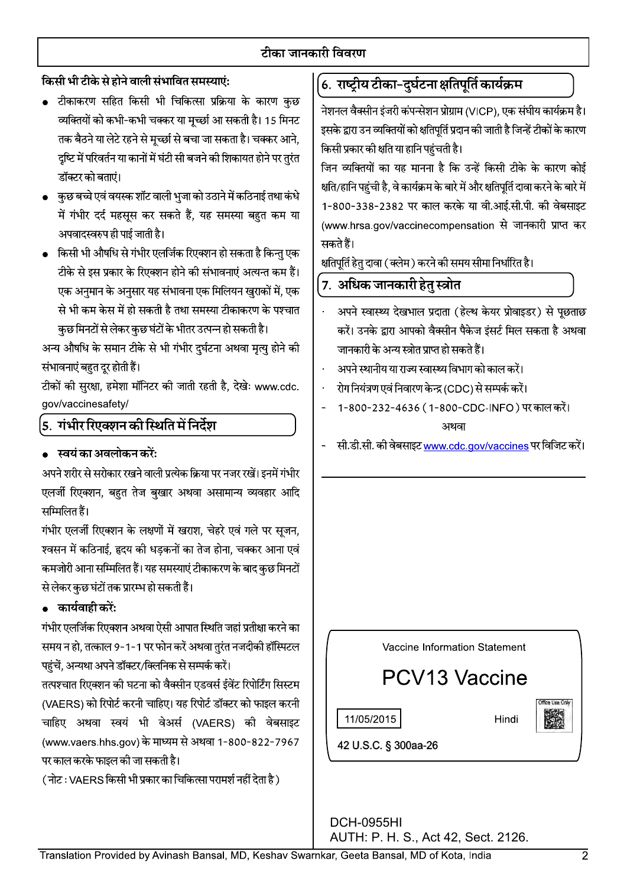# टीका जानकारी विवरण

**किसी भी टीके से होने वाली संभावित समस्याएं:**

- टीकाकरण सहित किसी भी चिकित्सा प्रक्रिया के कारण कुछ व्यक्तियों को कभी-कभी चक्कर या मूर्च्छा आ सकती है। 15 मिनट तक बैठने या लेटे रहने से मूर्च्छा से बचा जा सकता है। चक्कर आने, दृष्टि में परिवर्तन या कानों में घंटी सी बजने की शिकायत होने पर तुरंत डॉक्टर को बताएं।
- कुछ बच्चे एवं वयस्क शॉट वाली भुजा को उठाने में कठिनाई तथा कंधे में गंभीर दर्द महसूस कर सकते हैं, यह समस्या बहुत कम या अपवादस्वरुप ही पाई जाती है।
- किसी भी औषधि से गंभीर एलर्जिक रिएक्शन हो सकता है किन्तु एक टीके से इस प्रकार के रिएक्शन होने की संभावनाएं अत्यन्त कम हैं। एक अनुमान के अनुसार यह संभावना एक मिलियन खुराकों में, एक से भी कम केस में हो सकती है तथा समस्या टीकाकरण के पश्चात कुछ मिनटों से लेकर कुछ घंटों के भीतर उत्पन्न हो सकती है।

अन्य औषधि के समान टीके से भी गंभीर दुर्घटना अथवा मृत्यु होने की संभावनाएं बहुत दूर होती हैं।

टीकों की सुरक्षा, हमेशा मॉनिटर की जाती रहती है, देखेः www.cdc.gov/vaccinesafety/

## 5. गंभीर रिएक्शन की स्थिति में निर्देश

- **स्वयं का अवलोकन करें:**

अपने शरीर से सरोकार रखने वाली प्रत्येक क्रिया पर नजर रखें। इनमें गंभीर एलर्जी रिएक्शन, बहुत तेज बुखार अथवा असामान्य व्यवहार आदि सम्मिलित हैं।

गंभीर एलर्जी रिएक्शन के लक्षणों में खराश, चेहरे एवं गले पर सूजन, श्वसन में कठिनाई, हृदय की धड़कनों का तेज होना, चक्कर आना एवं कमजोरी आना सम्मिलित हैं। यह समस्याएं टीकाकरण के बाद कुछ मिनटों से लेकर कुछ घंटों तक प्रारम्भ हो सकती हैं।

- **कार्यवाही करें:**

गंभीर एलर्जिक रिएक्शन अथवा ऐसी आपात स्थिति जहां प्रतीक्षा करने का समय न हो, तत्काल 9-1-1 पर फोन करें अथवा तुरंत नजदीकी हॉस्पिटल पहुंचें, अन्यथा अपने डॉक्टर/क्लिनिक से सम्पर्क करें।

तत्पश्चात रिएक्शन की घटना को वैक्सीन एडवर्स ईवेंट रिपोर्टिंग सिस्टम (VAERS) को रिपोर्ट करनी चाहिए। यह रिपोर्ट डॉक्टर को फाइल करनी चाहिए अथवा स्वयं भी वेअर्स (VAERS) की वेबसाइट (www.vaers.hhs.gov) के माध्यम से अथवा 1-800-822-7967 पर काल करके फाइल की जा सकती है।

(नोट : VAERS किसी भी प्रकार का चिकित्सा परामर्श नहीं देता है)

## 6. राष्ट्रीय टीका-दुर्घटना क्षतिपूर्ति कार्यक्रम

नेशनल वैक्सीन इंजरी कंपन्सेशन प्रोग्राम (VICP), एक संघीय कार्यक्रम है। इसके द्वारा उन व्यक्तियों को क्षतिपूर्ति प्रदान की जाती है जिन्हें टीकों के कारण किसी प्रकार की क्षति या हानि पहुंचती है।

जिन व्यक्तियों का यह मानना है कि उन्हें किसी टीके के कारण कोई क्षति/हानि पहुंची है, वे कार्यक्रम के बारे में और क्षतिपूर्ति दावा करने के बारे में 1-800-338-2382 पर काल करके या वी.आई.सी.पी. की वेबसाइट (www.hrsa.gov/vaccinecompensation से जानकारी प्राप्त कर सकते हैं।

क्षतिपूर्ति हेतु दावा (क्लेम) करने की समय सीमा निर्धारित है।

## 7. अधिक जानकारी हेतु स्त्रोत

- अपने स्वास्थ्य देखभाल प्रदाता (हेल्थ केयर प्रोवाइडर) से पूछताछ करें। उनके द्वारा आपको वैक्सीन पैकेज इंसर्ट मिल सकता है अथवा जानकारी के अन्य स्त्रोत प्राप्त हो सकते हैं।
- अपने स्थानीय या राज्य स्वास्थ्य विभाग को काल करें।
- रोग नियंत्रण एवं निवारण केन्द्र (CDC) से सम्पर्क करें।
  - 1-800-232-4636 (1-800-CDC-INFO) पर काल करें।

    अथवा
  - सी.डी.सी. की वेबसाइट www.cdc.gov/vaccines पर विजिट करें।

Vaccine Information Statement

**PCV13 Vaccine**

11/05/2015 — Hindi

Office Use Only

42 U.S.C. § 300aa-26

DCH-0955HI
AUTH: P. H. S., Act 42, Sect. 2126.

Translation Provided by Avinash Bansal, MD, Keshav Swarnkar, Geeta Bansal, MD of Kota, India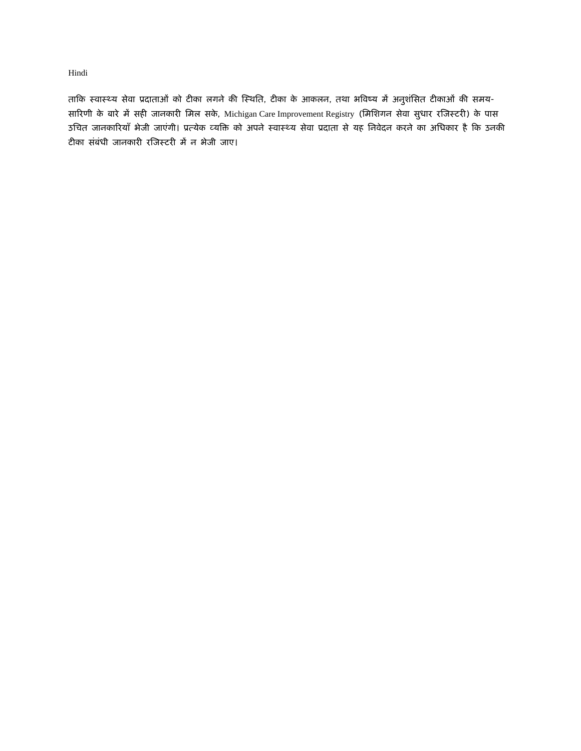Hindi

ताकि स्वास्थ्य सेवा प्रदाताओं को टीका लगने की स्थिति, टीका के आकलन, तथा भविष्य में अनुशंसित टीकाओं की समय-सारिणी के बारे में सही जानकारी मिल सके, Michigan Care Improvement Registry (मिशिगन सेवा सुधार रजिस्टरी) के पास उचित जानकारियाँ भेजी जाएंगी। प्रत्येक व्यक्ति को अपने स्वास्थ्य सेवा प्रदाता से यह निवेदन करने का अधिकार है कि उनकी टीका संबंधी जानकारी रजिस्टरी में न भेजी जाए।